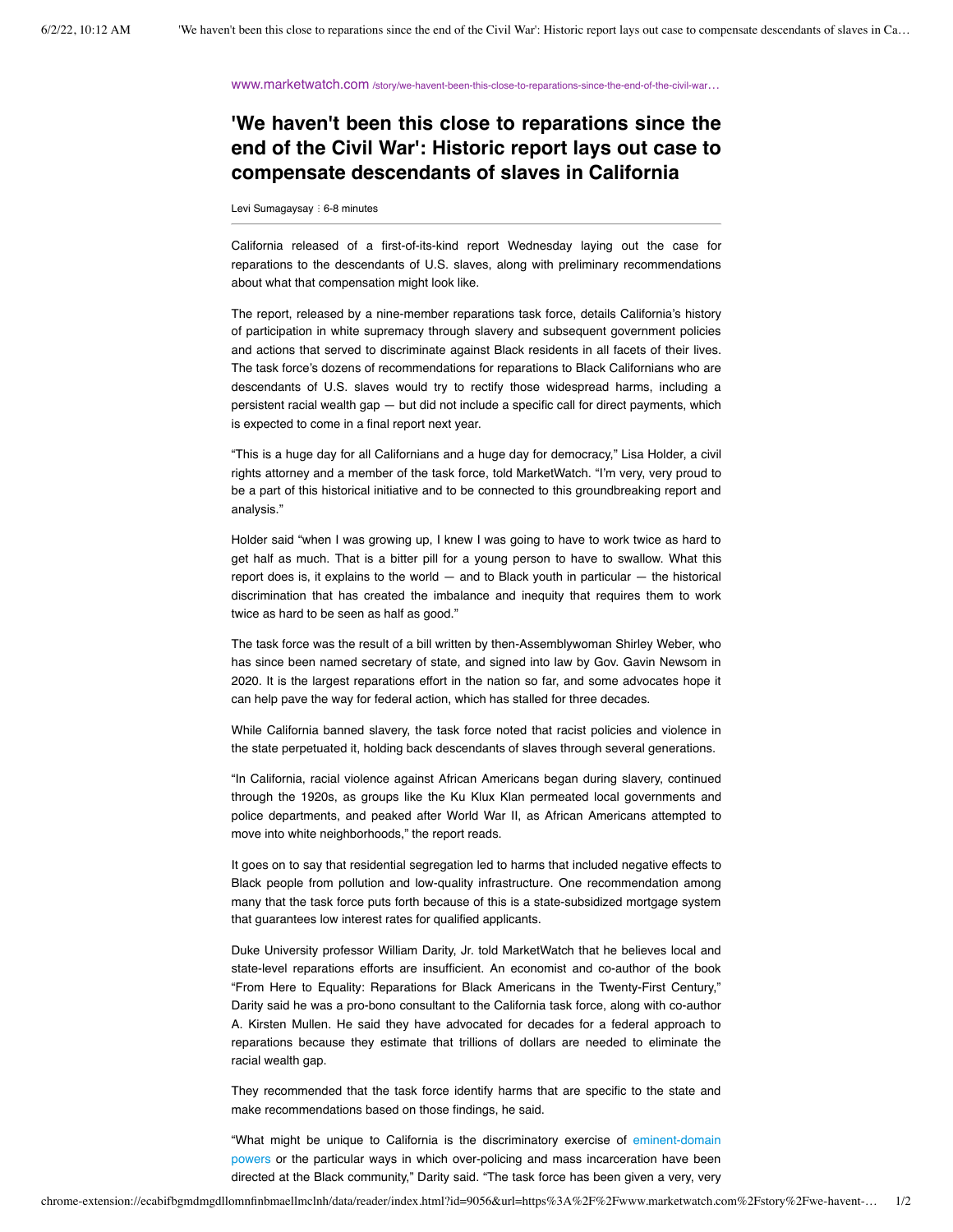www.marketwatch.com /story/we-havent-been-this-close-to-reparations-since-the-end-of-the-civil-war...

# 'We haven't been this close to reparations since the end of the Civil War': Historic report lays out case to compensate descendants of slaves in California

Levi Sumagaysay ⋮ 6-8 minutes

California released of a first-of-its-kind report Wednesday laying out the case for reparations to the descendants of U.S. slaves, along with preliminary recommendations about what that compensation might look like.

The report, released by a nine-member reparations task force, details California's history of participation in white supremacy through slavery and subsequent government policies and actions that served to discriminate against Black residents in all facets of their lives. The task force's dozens of recommendations for reparations to Black Californians who are descendants of U.S. slaves would try to rectify those widespread harms, including a persistent racial wealth gap — but did not include a specific call for direct payments, which is expected to come in a final report next year.

"This is a huge day for all Californians and a huge day for democracy," Lisa Holder, a civil rights attorney and a member of the task force, told MarketWatch. "I'm very, very proud to be a part of this historical initiative and to be connected to this groundbreaking report and analysis."

Holder said "when I was growing up, I knew I was going to have to work twice as hard to get half as much. That is a bitter pill for a young person to have to swallow. What this report does is, it explains to the world — and to Black youth in particular — the historical discrimination that has created the imbalance and inequity that requires them to work twice as hard to be seen as half as good."

The task force was the result of a bill written by then-Assemblywoman Shirley Weber, who has since been named secretary of state, and signed into law by Gov. Gavin Newsom in 2020. It is the largest reparations effort in the nation so far, and some advocates hope it can help pave the way for federal action, which has stalled for three decades.

While California banned slavery, the task force noted that racist policies and violence in the state perpetuated it, holding back descendants of slaves through several generations.

"In California, racial violence against African Americans began during slavery, continued through the 1920s, as groups like the Ku Klux Klan permeated local governments and police departments, and peaked after World War II, as African Americans attempted to move into white neighborhoods," the report reads.

It goes on to say that residential segregation led to harms that included negative effects to Black people from pollution and low-quality infrastructure. One recommendation among many that the task force puts forth because of this is a state-subsidized mortgage system that guarantees low interest rates for qualified applicants.

Duke University professor William Darity, Jr. told MarketWatch that he believes local and state-level reparations efforts are insufficient. An economist and co-author of the book "From Here to Equality: Reparations for Black Americans in the Twenty-First Century," Darity said he was a pro-bono consultant to the California task force, along with co-author A. Kirsten Mullen. He said they have advocated for decades for a federal approach to reparations because they estimate that trillions of dollars are needed to eliminate the racial wealth gap.

They recommended that the task force identify harms that are specific to the state and make recommendations based on those findings, he said.

"What might be unique to California is the discriminatory exercise of eminent-domain powers or the particular ways in which over-policing and mass incarceration have been directed at the Black community," Darity said. "The task force has been given a very, very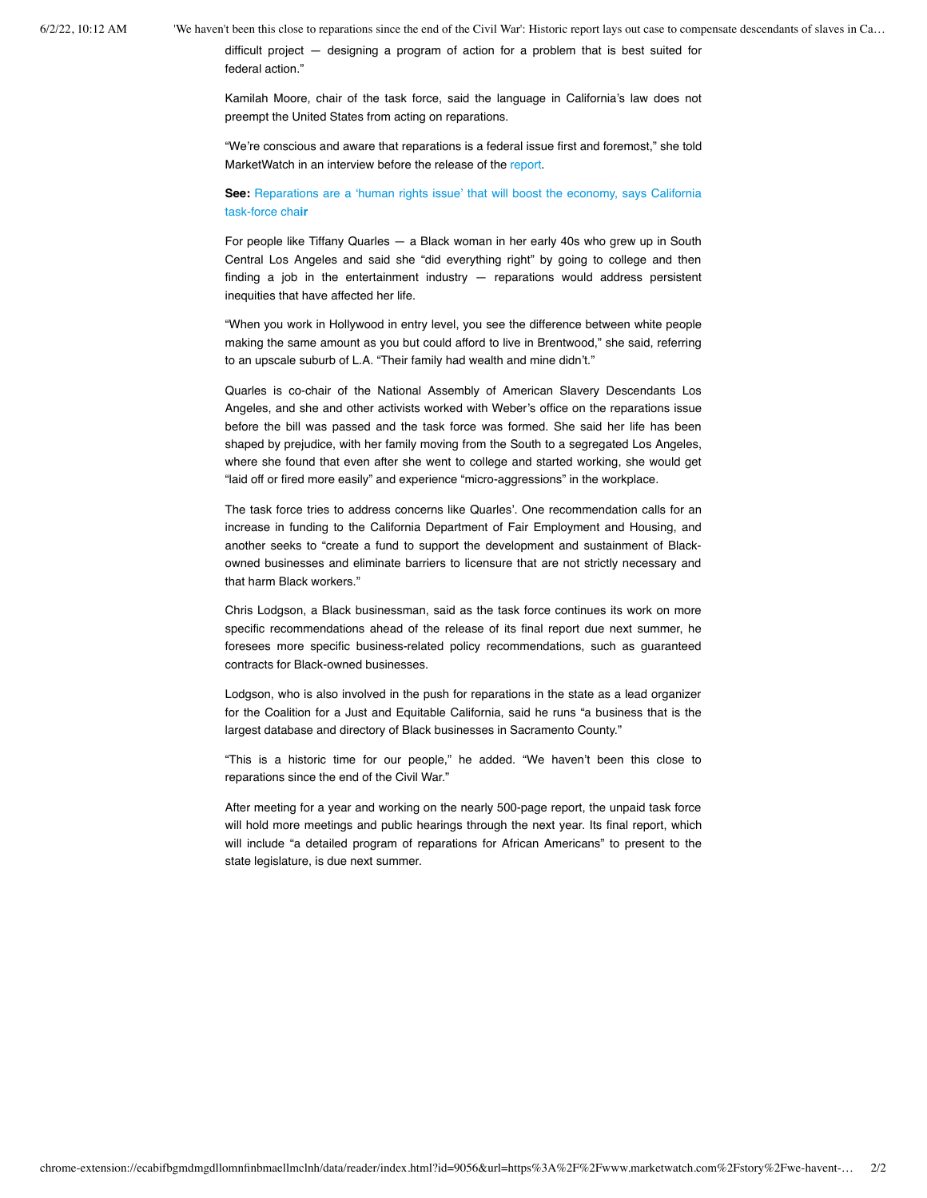difficult project — designing a program of action for a problem that is best suited for federal action."

Kamilah Moore, chair of the task force, said the language in California's law does not preempt the United States from acting on reparations.

"We're conscious and aware that reparations is a federal issue first and foremost," she told MarketWatch in an interview before the release of the report.

**See:** Reparations are a 'human rights issue' that will boost the economy, says California task-force chair

For people like Tiffany Quarles — a Black woman in her early 40s who grew up in South Central Los Angeles and said she "did everything right" by going to college and then finding a job in the entertainment industry — reparations would address persistent inequities that have affected her life.

"When you work in Hollywood in entry level, you see the difference between white people making the same amount as you but could afford to live in Brentwood," she said, referring to an upscale suburb of L.A. "Their family had wealth and mine didn't."

Quarles is co-chair of the National Assembly of American Slavery Descendants Los Angeles, and she and other activists worked with Weber's office on the reparations issue before the bill was passed and the task force was formed. She said her life has been shaped by prejudice, with her family moving from the South to a segregated Los Angeles, where she found that even after she went to college and started working, she would get "laid off or fired more easily" and experience "micro-aggressions" in the workplace.

The task force tries to address concerns like Quarles'. One recommendation calls for an increase in funding to the California Department of Fair Employment and Housing, and another seeks to "create a fund to support the development and sustainment of Black-owned businesses and eliminate barriers to licensure that are not strictly necessary and that harm Black workers."

Chris Lodgson, a Black businessman, said as the task force continues its work on more specific recommendations ahead of the release of its final report due next summer, he foresees more specific business-related policy recommendations, such as guaranteed contracts for Black-owned businesses.

Lodgson, who is also involved in the push for reparations in the state as a lead organizer for the Coalition for a Just and Equitable California, said he runs "a business that is the largest database and directory of Black businesses in Sacramento County."

"This is a historic time for our people," he added. "We haven't been this close to reparations since the end of the Civil War."

After meeting for a year and working on the nearly 500-page report, the unpaid task force will hold more meetings and public hearings through the next year. Its final report, which will include "a detailed program of reparations for African Americans" to present to the state legislature, is due next summer.